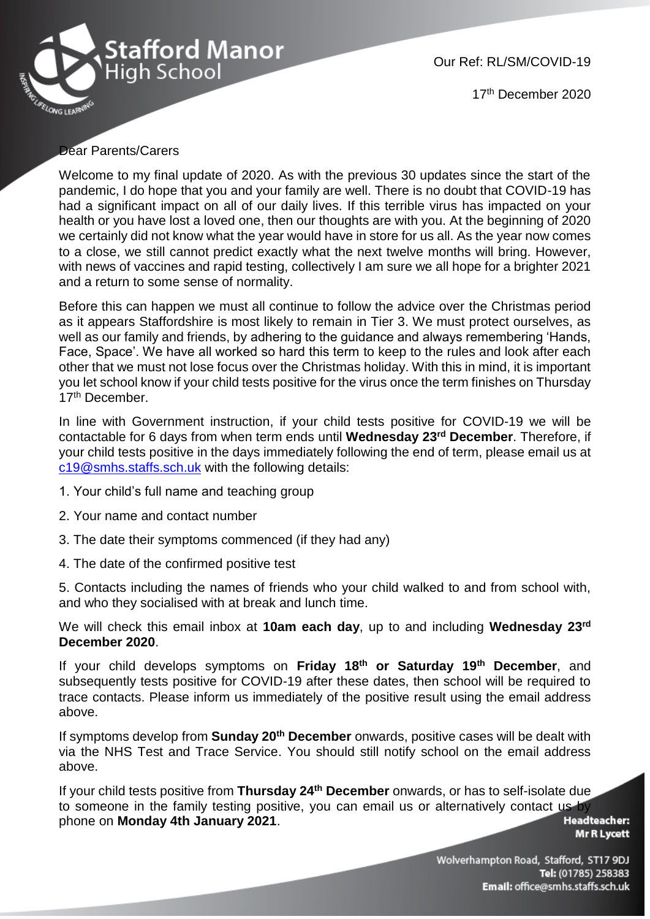Our Ref: RL/SM/COVID-19

17th December 2020

Dear Parents/Carers

Welcome to my final update of 2020. As with the previous 30 updates since the start of the pandemic, I do hope that you and your family are well. There is no doubt that COVID-19 has had a significant impact on all of our daily lives. If this terrible virus has impacted on your health or you have lost a loved one, then our thoughts are with you. At the beginning of 2020 we certainly did not know what the year would have in store for us all. As the year now comes to a close, we still cannot predict exactly what the next twelve months will bring. However, with news of vaccines and rapid testing, collectively I am sure we all hope for a brighter 2021 and a return to some sense of normality.

Before this can happen we must all continue to follow the advice over the Christmas period as it appears Staffordshire is most likely to remain in Tier 3. We must protect ourselves, as well as our family and friends, by adhering to the guidance and always remembering 'Hands, Face, Space'. We have all worked so hard this term to keep to the rules and look after each other that we must not lose focus over the Christmas holiday. With this in mind, it is important you let school know if your child tests positive for the virus once the term finishes on Thursday 17th December.

In line with Government instruction, if your child tests positive for COVID-19 we will be contactable for 6 days from when term ends until **Wednesday 23rd December**. Therefore, if your child tests positive in the days immediately following the end of term, please email us at c19@smhs.staffs.sch.uk with the following details:

1. Your child's full name and teaching group

2. Your name and contact number

3. The date their symptoms commenced (if they had any)

4. The date of the confirmed positive test

5. Contacts including the names of friends who your child walked to and from school with, and who they socialised with at break and lunch time.

We will check this email inbox at **10am each day**, up to and including **Wednesday 23rd December 2020**.

If your child develops symptoms on **Friday 18th or Saturday 19th December**, and subsequently tests positive for COVID-19 after these dates, then school will be required to trace contacts. Please inform us immediately of the positive result using the email address above.

If symptoms develop from **Sunday 20th December** onwards, positive cases will be dealt with via the NHS Test and Trace Service. You should still notify school on the email address above.

If your child tests positive from **Thursday 24th December** onwards, or has to self-isolate due to someone in the family testing positive, you can email us or alternatively contact us by phone on **Monday 4th January 2021**.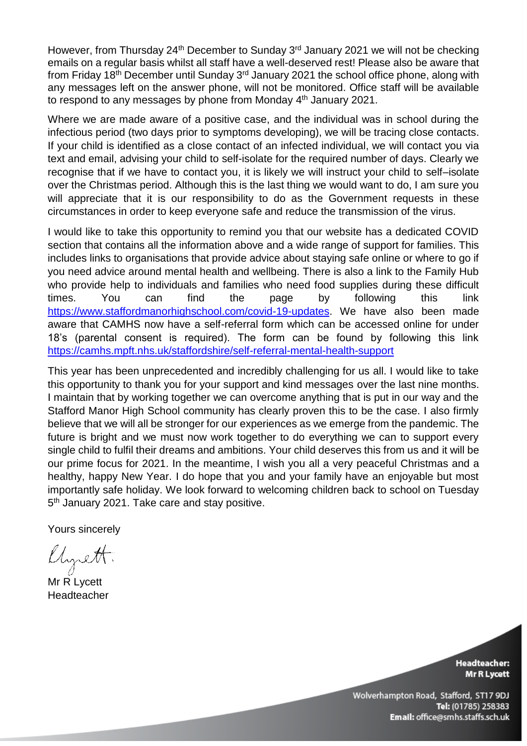However, from Thursday 24th December to Sunday 3rd January 2021 we will not be checking emails on a regular basis whilst all staff have a well-deserved rest! Please also be aware that from Friday 18th December until Sunday 3rd January 2021 the school office phone, along with any messages left on the answer phone, will not be monitored. Office staff will be available to respond to any messages by phone from Monday 4th January 2021.

Where we are made aware of a positive case, and the individual was in school during the infectious period (two days prior to symptoms developing), we will be tracing close contacts. If your child is identified as a close contact of an infected individual, we will contact you via text and email, advising your child to self-isolate for the required number of days. Clearly we recognise that if we have to contact you, it is likely we will instruct your child to self–isolate over the Christmas period. Although this is the last thing we would want to do, I am sure you will appreciate that it is our responsibility to do as the Government requests in these circumstances in order to keep everyone safe and reduce the transmission of the virus.

I would like to take this opportunity to remind you that our website has a dedicated COVID section that contains all the information above and a wide range of support for families. This includes links to organisations that provide advice about staying safe online or where to go if you need advice around mental health and wellbeing. There is also a link to the Family Hub who provide help to individuals and families who need food supplies during these difficult times. You can find the page by following this link https://www.staffordmanorhighschool.com/covid-19-updates. We have also been made aware that CAMHS now have a self-referral form which can be accessed online for under 18's (parental consent is required). The form can be found by following this link https://camhs.mpft.nhs.uk/staffordshire/self-referral-mental-health-support

This year has been unprecedented and incredibly challenging for us all. I would like to take this opportunity to thank you for your support and kind messages over the last nine months. I maintain that by working together we can overcome anything that is put in our way and the Stafford Manor High School community has clearly proven this to be the case. I also firmly believe that we will all be stronger for our experiences as we emerge from the pandemic. The future is bright and we must now work together to do everything we can to support every single child to fulfil their dreams and ambitions. Your child deserves this from us and it will be our prime focus for 2021. In the meantime, I wish you all a very peaceful Christmas and a healthy, happy New Year. I do hope that you and your family have an enjoyable but most importantly safe holiday. We look forward to welcoming children back to school on Tuesday 5th January 2021. Take care and stay positive.

Yours sincerely

Mr R Lycett
Headteacher

**Headteacher:**
**Mr R Lycett**

Wolverhampton Road, Stafford, ST17 9DJ
**Tel:** (01785) 258383
**Email:** office@smhs.staffs.sch.uk